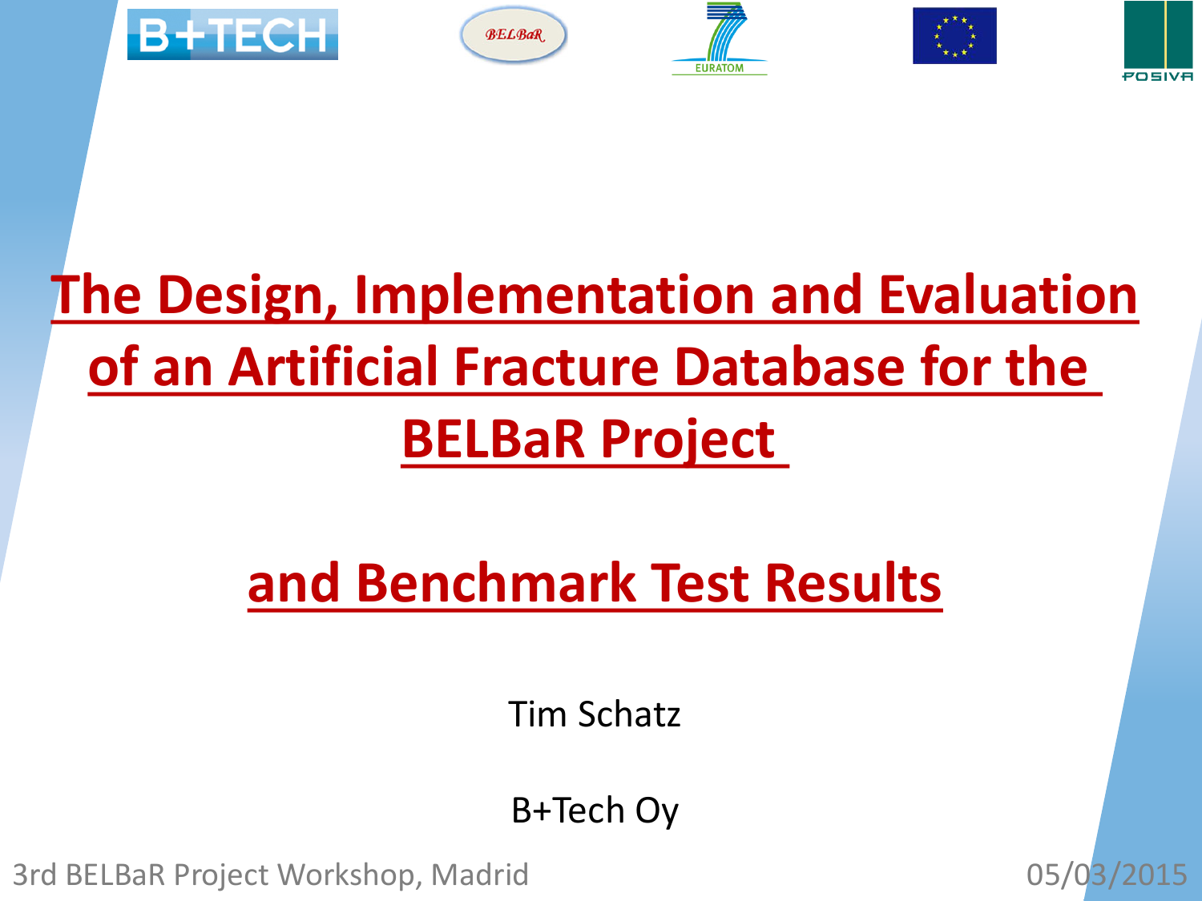# The Design, Implementation and Evaluation of an Artificial Fracture Database for the BELBaR Project

# and Benchmark Test Results

Tim Schatz

B+Tech Oy

3rd BELBaR Project Workshop, Madrid

05/03/2015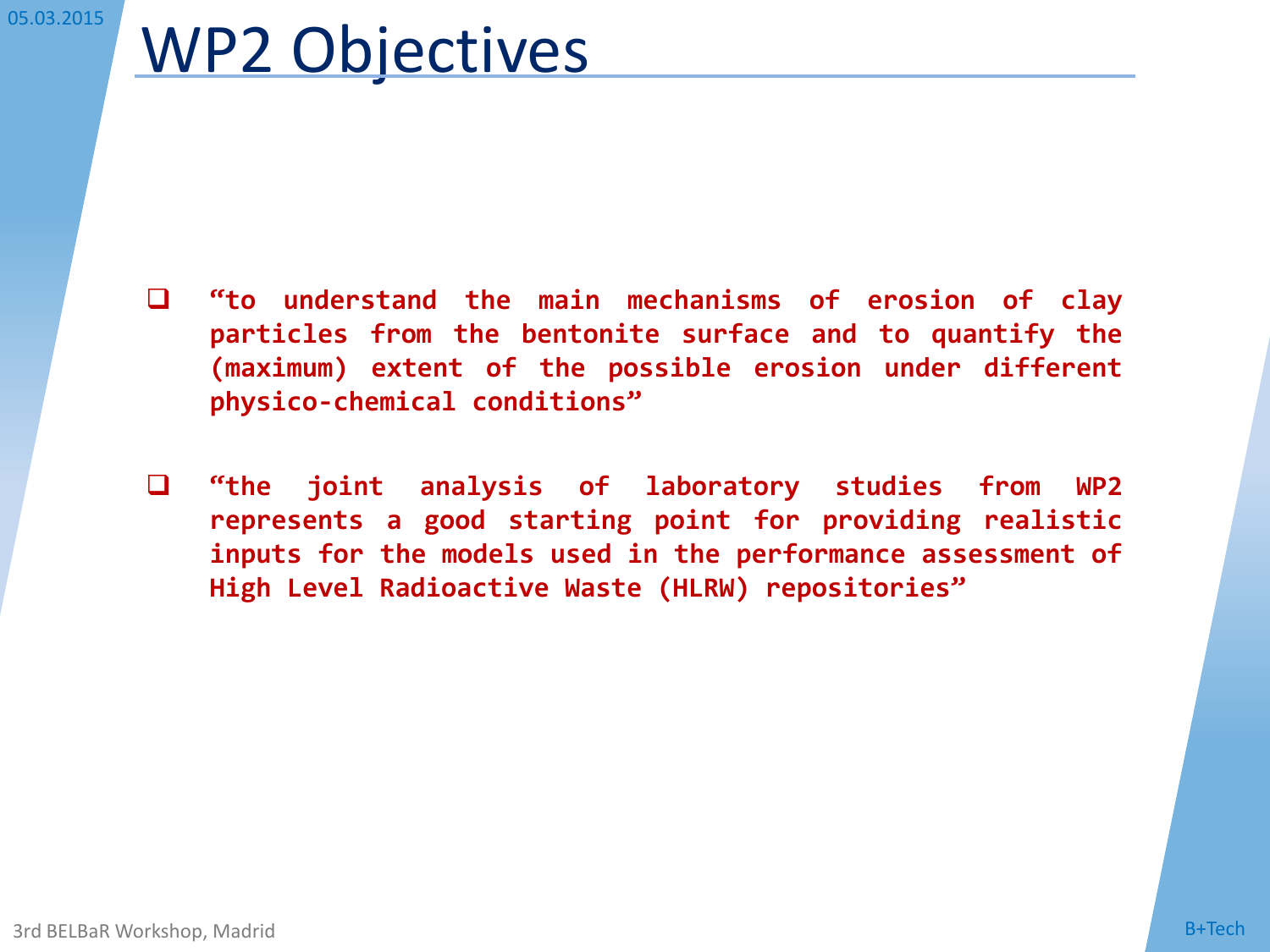# WP2 Objectives

- **“to understand the main mechanisms of erosion of clay particles from the bentonite surface and to quantify the (maximum) extent of the possible erosion under different physico-chemical conditions”**

- **“the joint analysis of laboratory studies from WP2 represents a good starting point for providing realistic inputs for the models used in the performance assessment of High Level Radioactive Waste (HLRW) repositories”**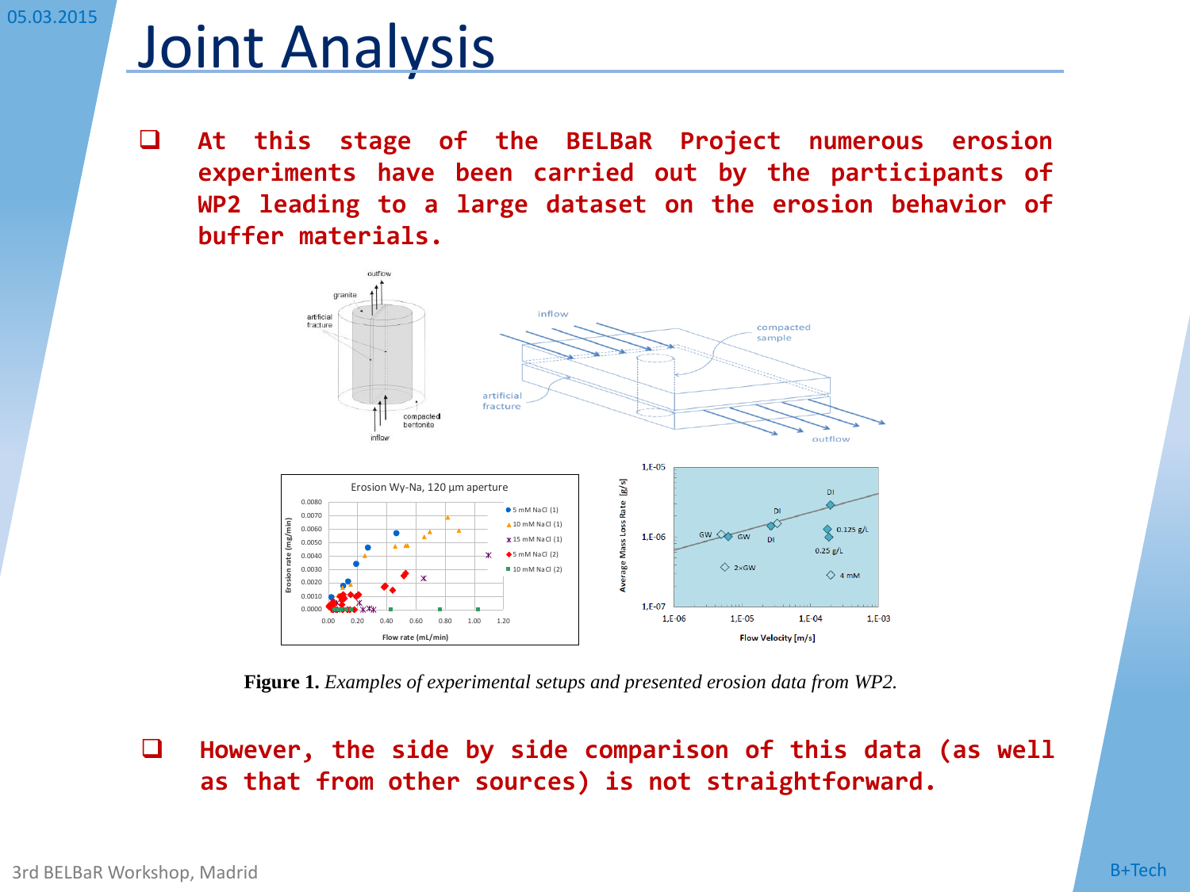# Joint Analysis

- **At this stage of the BELBaR Project numerous erosion experiments have been carried out by the participants of WP2 leading to a large dataset on the erosion behavior of buffer materials.**

**Figure 1.** *Examples of experimental setups and presented erosion data from WP2.*

- **However, the side by side comparison of this data (as well as that from other sources) is not straightforward.**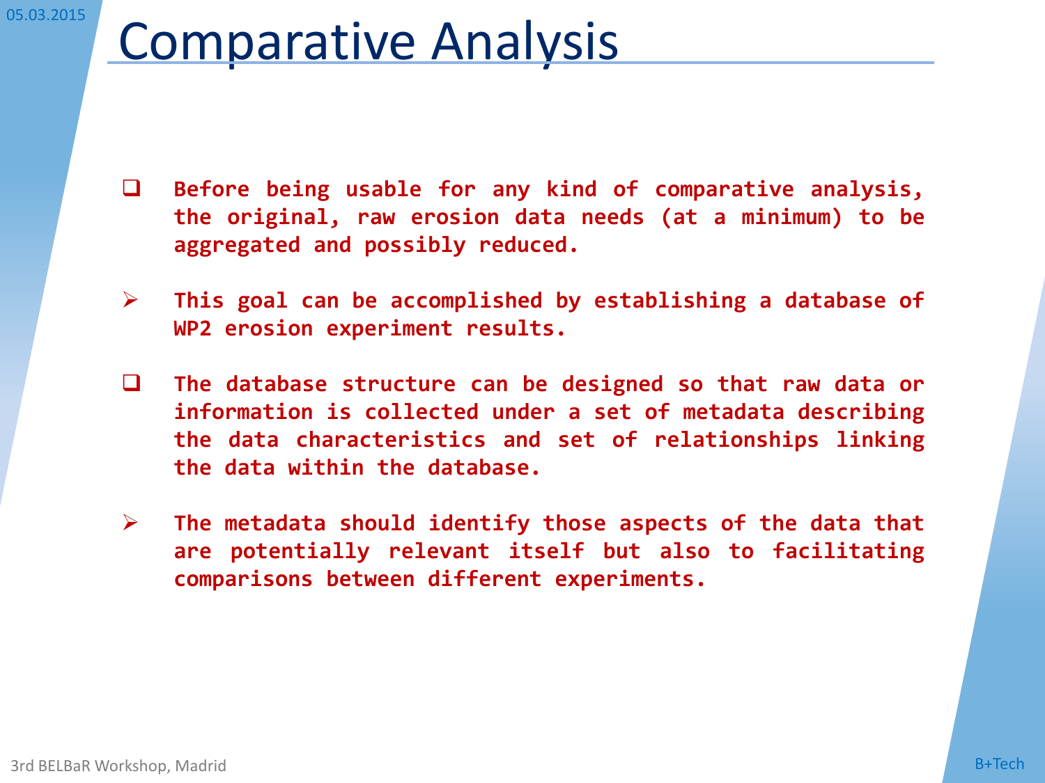# Comparative Analysis

- **Before being usable for any kind of comparative analysis, the original, raw erosion data needs (at a minimum) to be aggregated and possibly reduced.**

  - **This goal can be accomplished by establishing a database of WP2 erosion experiment results.**

- **The database structure can be designed so that raw data or information is collected under a set of metadata describing the data characteristics and set of relationships linking the data within the database.**

  - **The metadata should identify those aspects of the data that are potentially relevant itself but also to facilitating comparisons between different experiments.**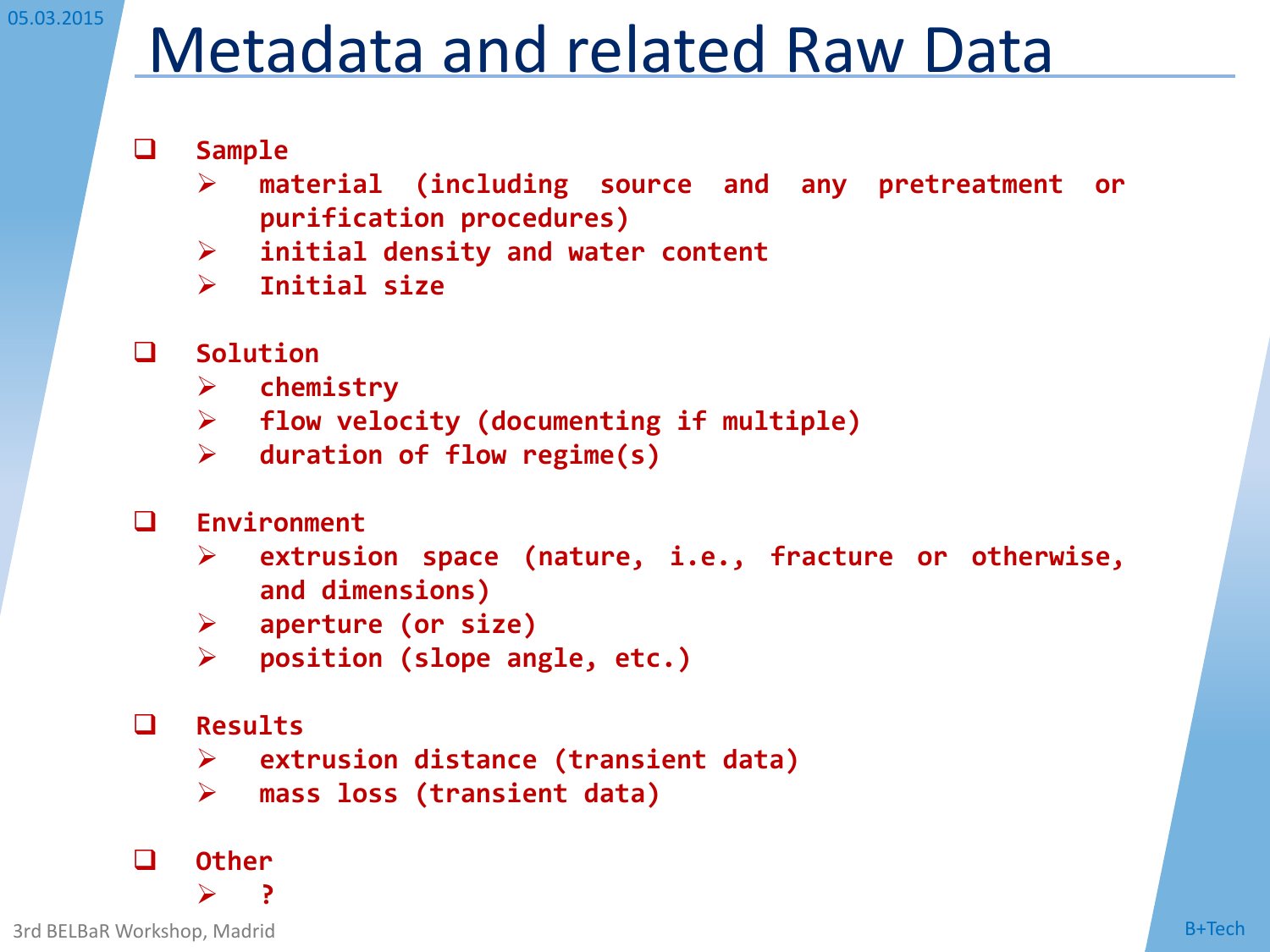# Metadata and related Raw Data

- **Sample**
  - **material (including source and any pretreatment or purification procedures)**
  - **initial density and water content**
  - **Initial size**

- **Solution**
  - **chemistry**
  - **flow velocity (documenting if multiple)**
  - **duration of flow regime(s)**

- **Environment**
  - **extrusion space (nature, i.e., fracture or otherwise, and dimensions)**
  - **aperture (or size)**
  - **position (slope angle, etc.)**

- **Results**
  - **extrusion distance (transient data)**
  - **mass loss (transient data)**

- **Other**
  - **?**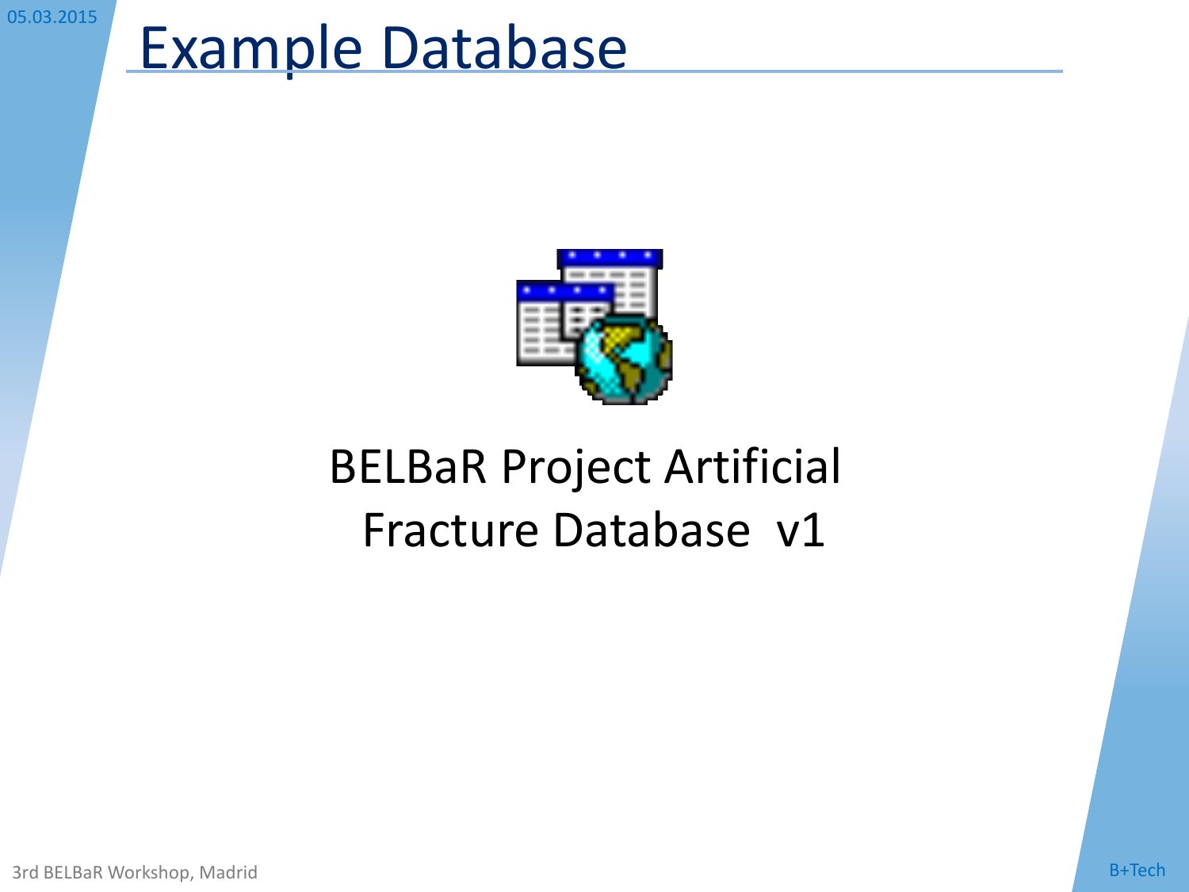# Example Database

BELBaR Project Artificial Fracture Database v1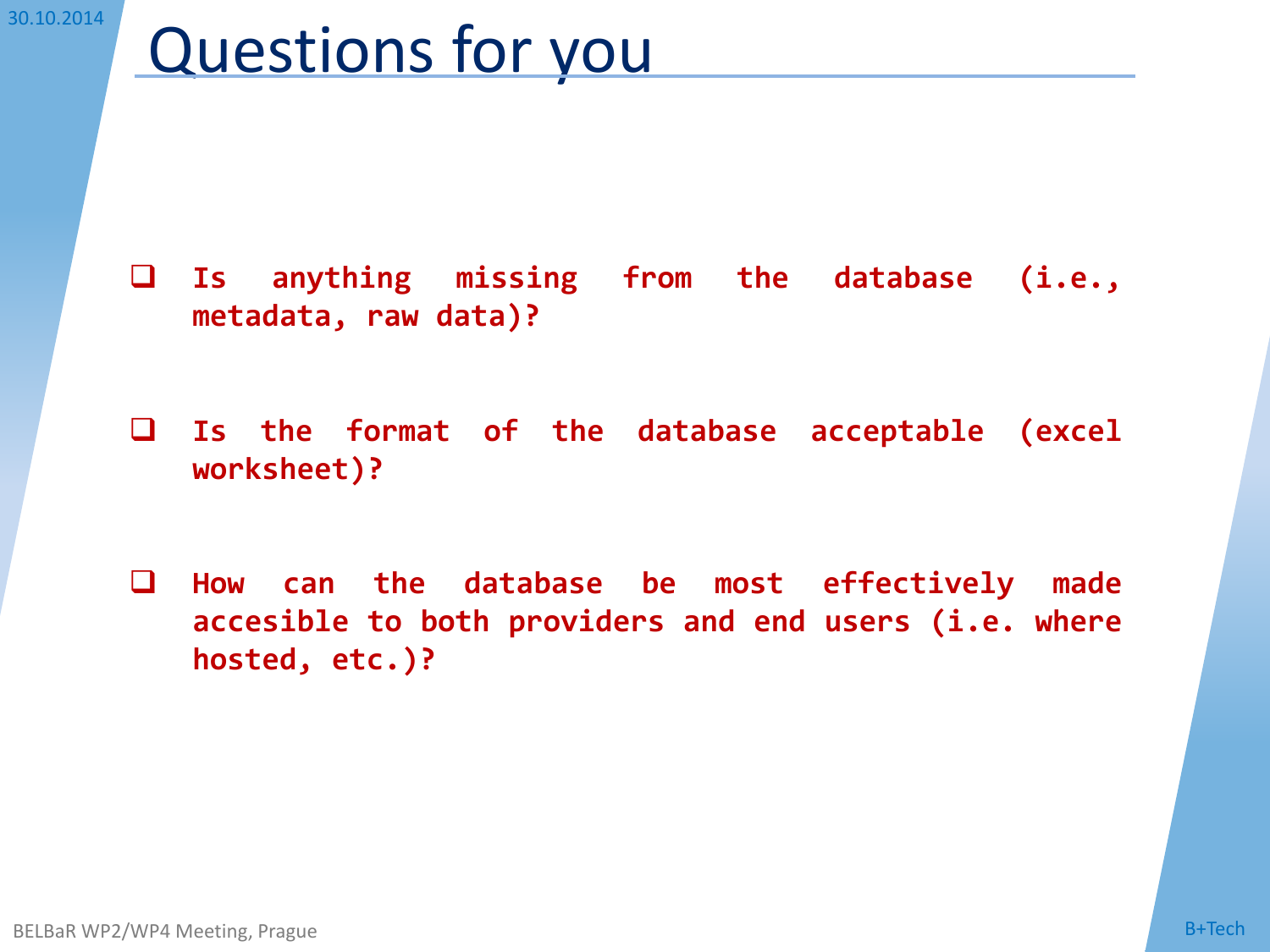# Questions for you

- **Is anything missing from the database (i.e., metadata, raw data)?**
- **Is the format of the database acceptable (excel worksheet)?**
- **How can the database be most effectively made accesible to both providers and end users (i.e. where hosted, etc.)?**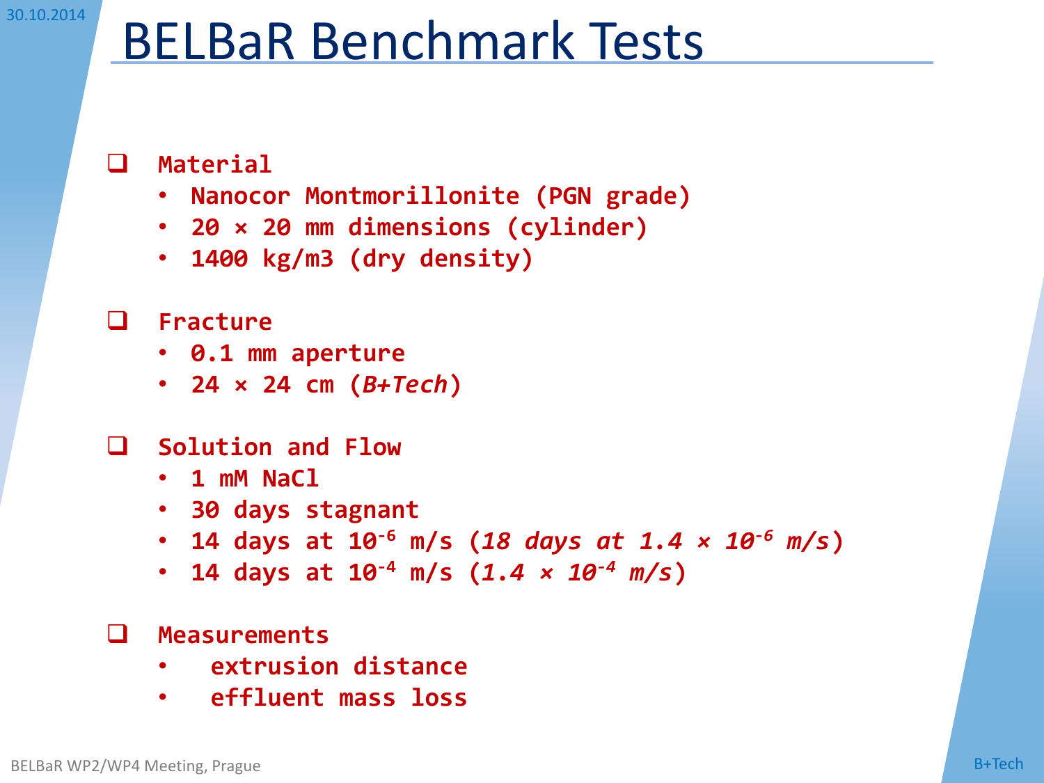# BELBaR Benchmark Tests

- **Material**
  - **Nanocor Montmorillonite (PGN grade)**
  - **20 × 20 mm dimensions (cylinder)**
  - **1400 kg/m3 (dry density)**

- **Fracture**
  - **0.1 mm aperture**
  - **24 × 24 cm (*B+Tech*)**

- **Solution and Flow**
  - **1 mM NaCl**
  - **30 days stagnant**
  - **14 days at $10^{-6}$ m/s (*18 days at $1.4 \times 10^{-6}$ m/s*)**
  - **14 days at $10^{-4}$ m/s (*$1.4 \times 10^{-4}$ m/s*)**

- **Measurements**
  - **extrusion distance**
  - **effluent mass loss**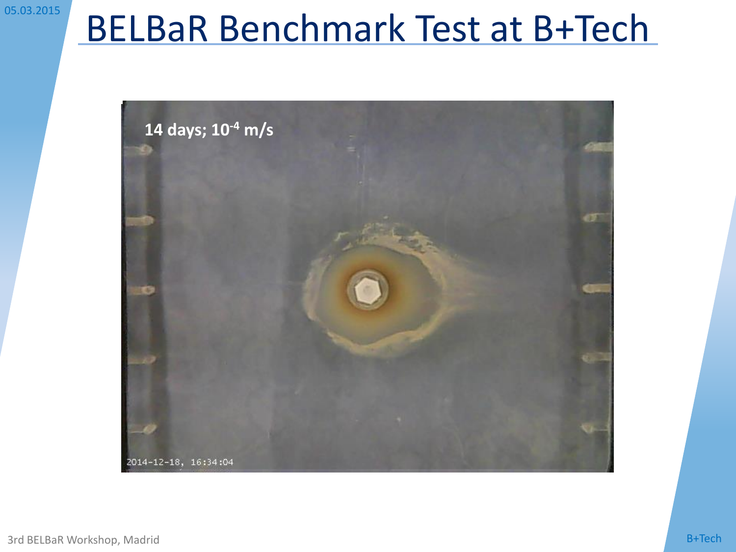# BELBaR Benchmark Test at B+Tech

14 days; $10^{-4}$ m/s

2014-12-18, 16:34:04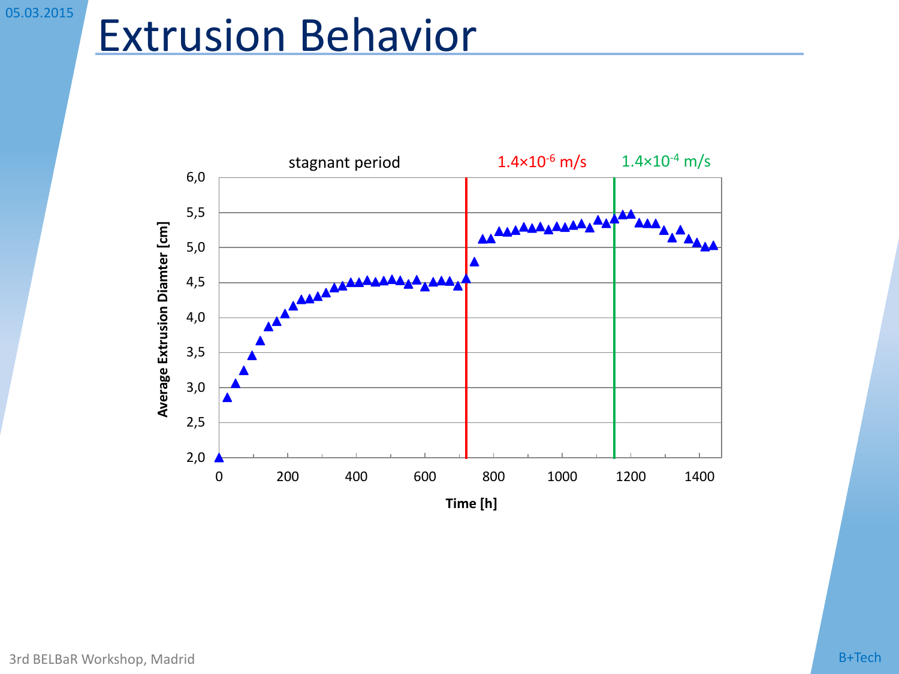# Extrusion Behavior

stagnant period

$1.4\times10^{-6}$ m/s

$1.4\times10^{-4}$ m/s

Average Extrusion Diamter [cm]

Time [h]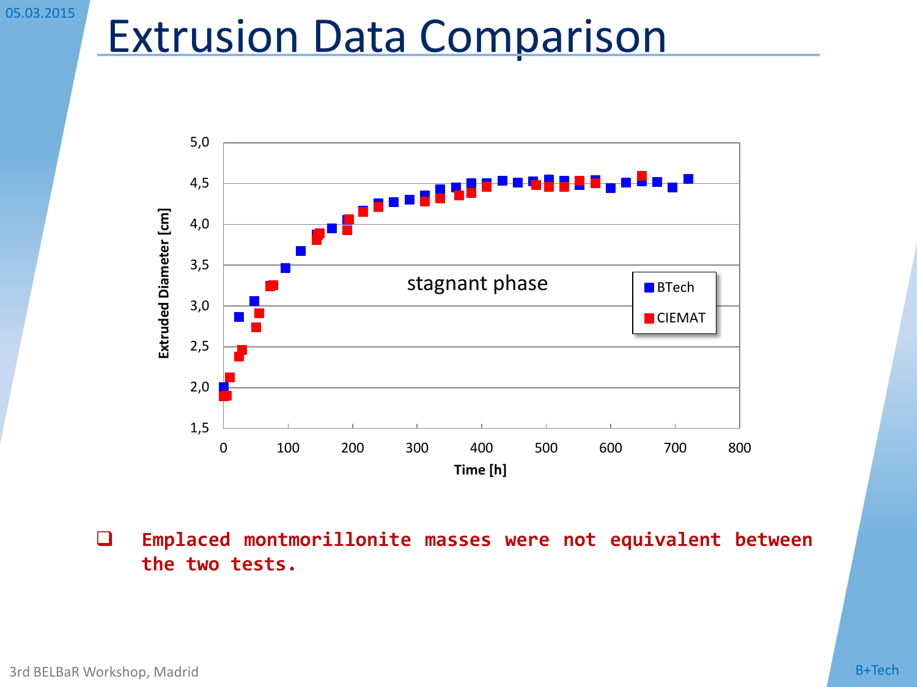# Extrusion Data Comparison

- Emplaced montmorillonite masses were not equivalent between the two tests.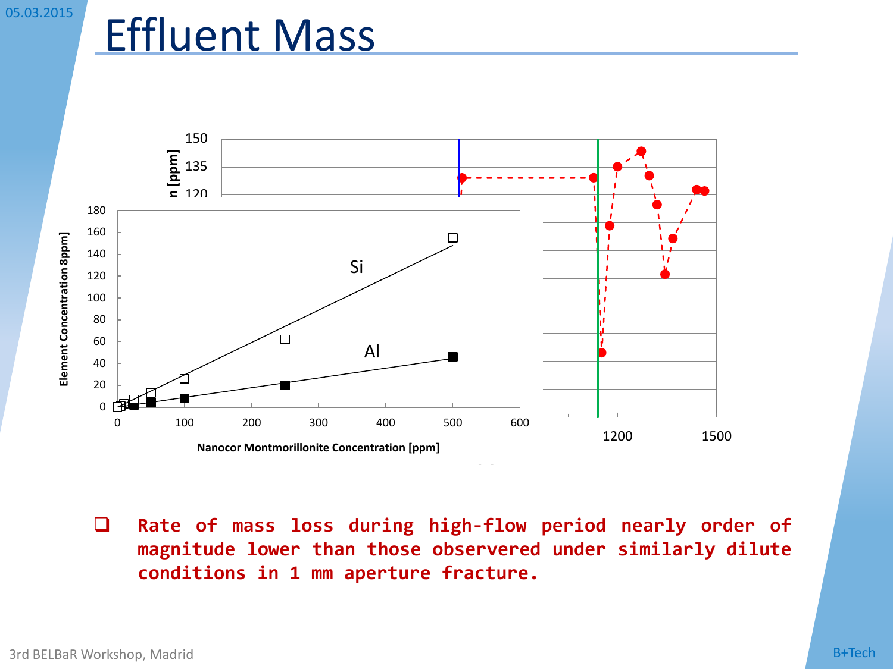# Effluent Mass

- Rate of mass loss during high-flow period nearly order of magnitude lower than those observered under similarly dilute conditions in 1 mm aperture fracture.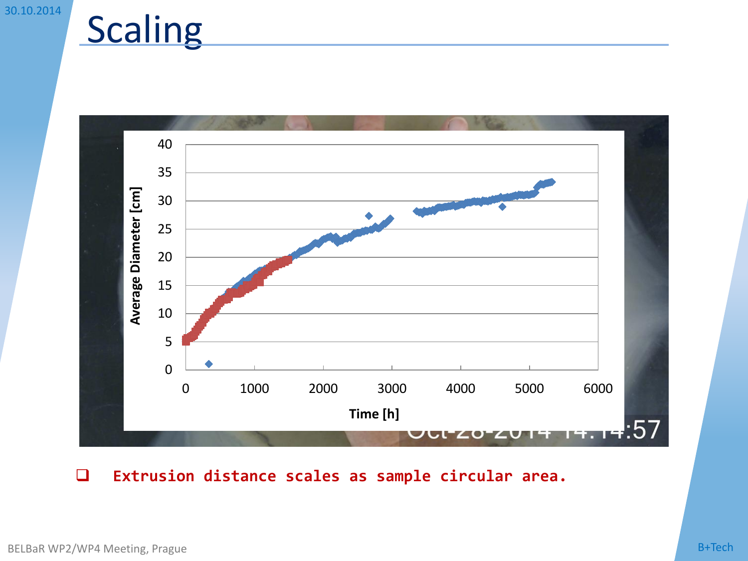# Scaling

40
35
30
25
20
15
10
5
0

Average Diameter [cm]

0
1000
2000
3000
4000
5000
6000

Time [h]

Oct-28-2014 14:14:57

- Extrusion distance scales as sample circular area.